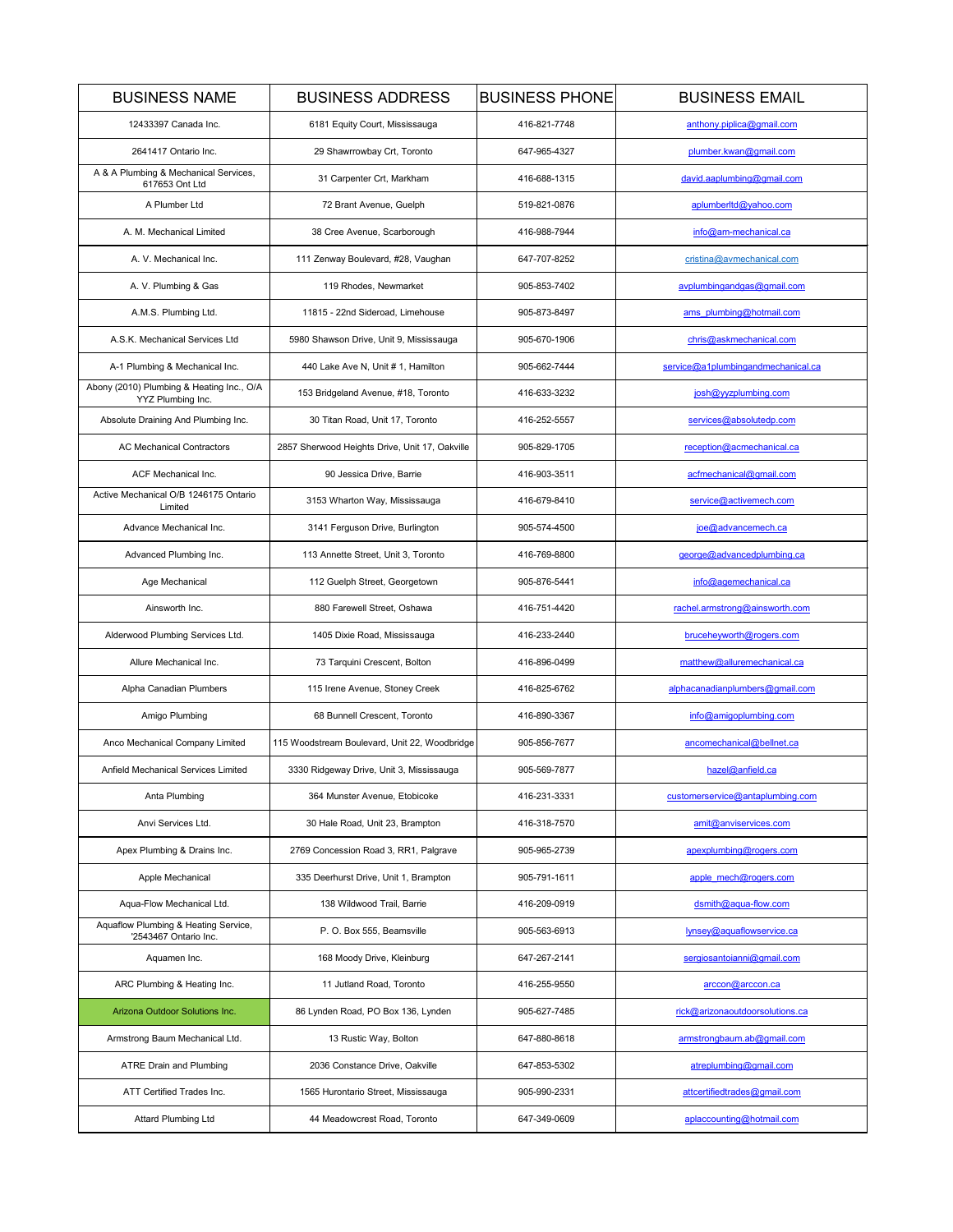| BUSINESS NAME | BUSINESS ADDRESS | BUSINESS PHONE | BUSINESS EMAIL |
|---|---|---|---|
| 12433397 Canada Inc. | 6181 Equity Court, Mississauga | 416-821-7748 | anthony.piplica@gmail.com |
| 2641417 Ontario Inc. | 29 Shawrrowbay Crt, Toronto | 647-965-4327 | plumber.kwan@gmail.com |
| A & A Plumbing & Mechanical Services, 617653 Ont Ltd | 31 Carpenter Crt, Markham | 416-688-1315 | david.aaplumbing@gmail.com |
| A Plumber Ltd | 72 Brant Avenue, Guelph | 519-821-0876 | aplumberltd@yahoo.com |
| A. M. Mechanical Limited | 38 Cree Avenue, Scarborough | 416-988-7944 | info@am-mechanical.ca |
| A. V. Mechanical Inc. | 111 Zenway Boulevard, #28, Vaughan | 647-707-8252 | cristina@avmechanical.com |
| A. V. Plumbing & Gas | 119 Rhodes, Newmarket | 905-853-7402 | avplumbingandgas@gmail.com |
| A.M.S. Plumbing Ltd. | 11815 - 22nd Sideroad, Limehouse | 905-873-8497 | ams_plumbing@hotmail.com |
| A.S.K. Mechanical Services Ltd | 5980 Shawson Drive, Unit 9, Mississauga | 905-670-1906 | chris@askmechanical.com |
| A-1 Plumbing & Mechanical Inc. | 440 Lake Ave N, Unit # 1, Hamilton | 905-662-7444 | service@a1plumbingandmechanical.ca |
| Abony (2010) Plumbing & Heating Inc., O/A YYZ Plumbing Inc. | 153 Bridgeland Avenue, #18, Toronto | 416-633-3232 | josh@yyzplumbing.com |
| Absolute Draining And Plumbing Inc. | 30 Titan Road, Unit 17, Toronto | 416-252-5557 | services@absolutedp.com |
| AC Mechanical Contractors | 2857 Sherwood Heights Drive, Unit 17, Oakville | 905-829-1705 | reception@acmechanical.ca |
| ACF Mechanical Inc. | 90 Jessica Drive, Barrie | 416-903-3511 | acfmechanical@gmail.com |
| Active Mechanical O/B 1246175 Ontario Limited | 3153 Wharton Way, Mississauga | 416-679-8410 | service@activemech.com |
| Advance Mechanical Inc. | 3141 Ferguson Drive, Burlington | 905-574-4500 | joe@advancemech.ca |
| Advanced Plumbing Inc. | 113 Annette Street, Unit 3, Toronto | 416-769-8800 | george@advancedplumbing.ca |
| Age Mechanical | 112 Guelph Street, Georgetown | 905-876-5441 | info@agemechanical.ca |
| Ainsworth Inc. | 880 Farewell Street, Oshawa | 416-751-4420 | rachel.armstrong@ainsworth.com |
| Alderwood Plumbing Services Ltd. | 1405 Dixie Road, Mississauga | 416-233-2440 | bruceheyworth@rogers.com |
| Allure Mechanical Inc. | 73 Tarquini Crescent, Bolton | 416-896-0499 | matthew@alluremechanical.ca |
| Alpha Canadian Plumbers | 115 Irene Avenue, Stoney Creek | 416-825-6762 | alphacanadianplumbers@gmail.com |
| Amigo Plumbing | 68 Bunnell Crescent, Toronto | 416-890-3367 | info@amigoplumbing.com |
| Anco Mechanical Company Limited | 115 Woodstream Boulevard, Unit 22, Woodbridge | 905-856-7677 | ancomechanical@bellnet.ca |
| Anfield Mechanical Services Limited | 3330 Ridgeway Drive, Unit 3, Mississauga | 905-569-7877 | hazel@anfield.ca |
| Anta Plumbing | 364 Munster Avenue, Etobicoke | 416-231-3331 | customerservice@antaplumbing.com |
| Anvi Services Ltd. | 30 Hale Road, Unit 23, Brampton | 416-318-7570 | amit@anviservices.com |
| Apex Plumbing & Drains Inc. | 2769 Concession Road 3, RR1, Palgrave | 905-965-2739 | apexplumbing@rogers.com |
| Apple Mechanical | 335 Deerhurst Drive, Unit 1, Brampton | 905-791-1611 | apple_mech@rogers.com |
| Aqua-Flow Mechanical Ltd. | 138 Wildwood Trail, Barrie | 416-209-0919 | dsmith@aqua-flow.com |
| Aquaflow Plumbing & Heating Service, '2543467 Ontario Inc. | P. O. Box 555, Beamsville | 905-563-6913 | lynsey@aquaflowservice.ca |
| Aquamen Inc. | 168 Moody Drive, Kleinburg | 647-267-2141 | sergiosantoianni@gmail.com |
| ARC Plumbing & Heating Inc. | 11 Jutland Road, Toronto | 416-255-9550 | arccon@arccon.ca |
| Arizona Outdoor Solutions Inc. | 86 Lynden Road, PO Box 136, Lynden | 905-627-7485 | rick@arizonaoutdoorsolutions.ca |
| Armstrong Baum Mechanical Ltd. | 13 Rustic Way, Bolton | 647-880-8618 | armstrongbaum.ab@gmail.com |
| ATRE Drain and Plumbing | 2036 Constance Drive, Oakville | 647-853-5302 | atreplumbing@gmail.com |
| ATT Certified Trades Inc. | 1565 Hurontario Street, Mississauga | 905-990-2331 | attcertifiedtrades@gmail.com |
| Attard Plumbing Ltd | 44 Meadowcrest Road, Toronto | 647-349-0609 | aplaccounting@hotmail.com |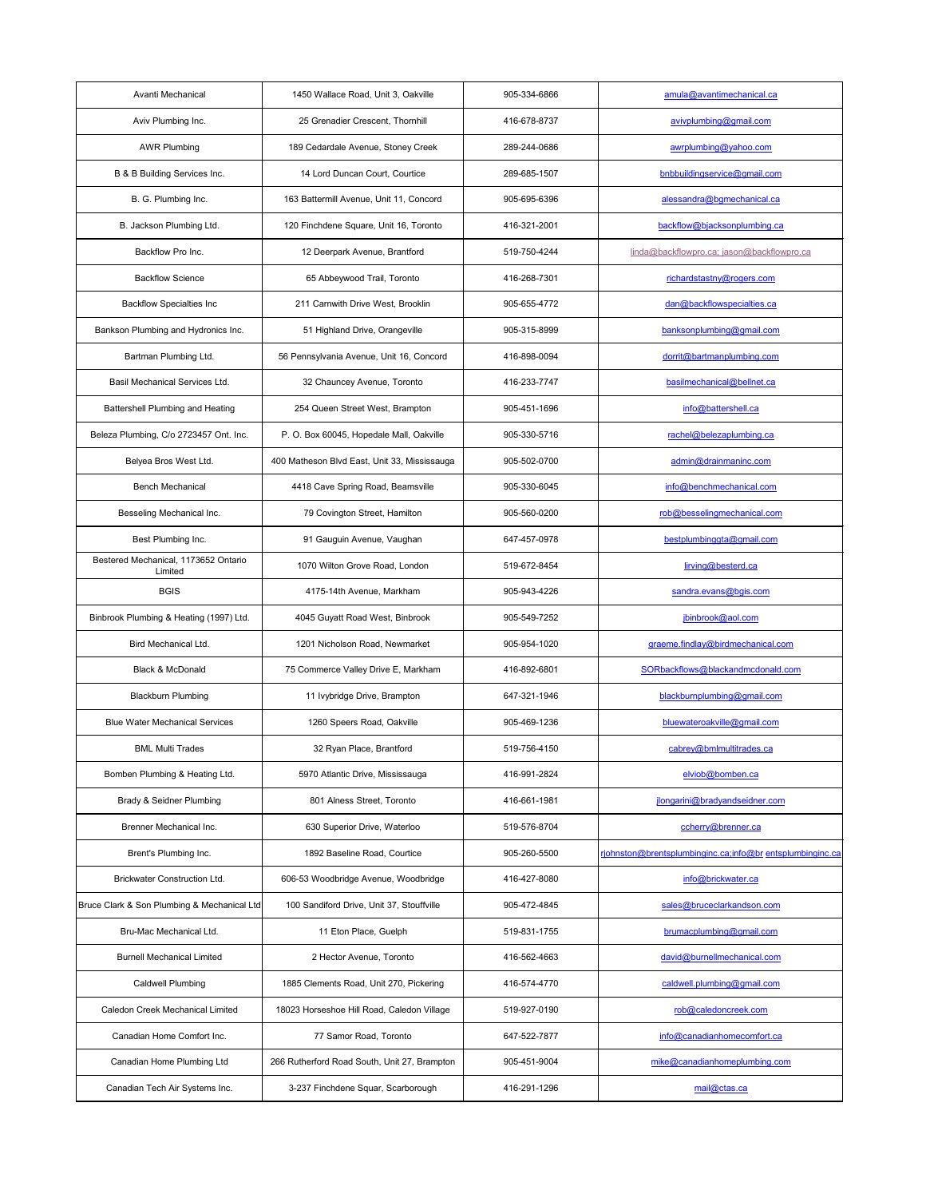| Avanti Mechanical | 1450 Wallace Road, Unit 3, Oakville | 905-334-6866 | amula@avantimechanical.ca |
|---|---|---|---|
| Aviv Plumbing Inc. | 25 Grenadier Crescent, Thornhill | 416-678-8737 | avivplumbing@gmail.com |
| AWR Plumbing | 189 Cedardale Avenue, Stoney Creek | 289-244-0686 | awrplumbing@yahoo.com |
| B & B Building Services Inc. | 14 Lord Duncan Court, Courtice | 289-685-1507 | bnbbuildingservice@gmail.com |
| B. G. Plumbing Inc. | 163 Battermill Avenue, Unit 11, Concord | 905-695-6396 | alessandra@bgmechanical.ca |
| B. Jackson Plumbing Ltd. | 120 Finchdene Square, Unit 16, Toronto | 416-321-2001 | backflow@bjacksonplumbing.ca |
| Backflow Pro Inc. | 12 Deerpark Avenue, Brantford | 519-750-4244 | linda@backflowpro.ca; jason@backflowpro.ca |
| Backflow Science | 65 Abbeywood Trail, Toronto | 416-268-7301 | richardstastny@rogers.com |
| Backflow Specialties Inc | 211 Carnwith Drive West, Brooklin | 905-655-4772 | dan@backflowspecialties.ca |
| Bankson Plumbing and Hydronics Inc. | 51 Highland Drive, Orangeville | 905-315-8999 | banksonplumbing@gmail.com |
| Bartman Plumbing Ltd. | 56 Pennsylvania Avenue, Unit 16, Concord | 416-898-0094 | dorrit@bartmanplumbing.com |
| Basil Mechanical Services Ltd. | 32 Chauncey Avenue, Toronto | 416-233-7747 | basilmechanical@bellnet.ca |
| Battershell Plumbing and Heating | 254 Queen Street West, Brampton | 905-451-1696 | info@battershell.ca |
| Beleza Plumbing, C/o 2723457 Ont. Inc. | P. O. Box 60045, Hopedale Mall, Oakville | 905-330-5716 | rachel@belezaplumbing.ca |
| Belyea Bros West Ltd. | 400 Matheson Blvd East, Unit 33, Mississauga | 905-502-0700 | admin@drainmaninc.com |
| Bench Mechanical | 4418 Cave Spring Road, Beamsville | 905-330-6045 | info@benchmechanical.com |
| Besseling Mechanical Inc. | 79 Covington Street, Hamilton | 905-560-0200 | rob@besselingmechanical.com |
| Best Plumbing Inc. | 91 Gauguin Avenue, Vaughan | 647-457-0978 | bestplumbinggta@gmail.com |
| Bestered Mechanical, 1173652 Ontario Limited | 1070 Wilton Grove Road, London | 519-672-8454 | lirving@besterd.ca |
| BGIS | 4175-14th Avenue, Markham | 905-943-4226 | sandra.evans@bgis.com |
| Binbrook Plumbing & Heating (1997) Ltd. | 4045 Guyatt Road West, Binbrook | 905-549-7252 | jbinbrook@aol.com |
| Bird Mechanical Ltd. | 1201 Nicholson Road, Newmarket | 905-954-1020 | graeme.findlay@birdmechanical.com |
| Black & McDonald | 75 Commerce Valley Drive E, Markham | 416-892-6801 | SORbackflows@blackandmcdonald.com |
| Blackburn Plumbing | 11 Ivybridge Drive, Brampton | 647-321-1946 | blackburnplumbing@gmail.com |
| Blue Water Mechanical Services | 1260 Speers Road, Oakville | 905-469-1236 | bluewateroakville@gmail.com |
| BML Multi Trades | 32 Ryan Place, Brantford | 519-756-4150 | cabrey@bmlmultitrades.ca |
| Bomben Plumbing & Heating Ltd. | 5970 Atlantic Drive, Mississauga | 416-991-2824 | elviob@bomben.ca |
| Brady & Seidner Plumbing | 801 Alness Street, Toronto | 416-661-1981 | jlongarini@bradyandseidner.com |
| Brenner Mechanical Inc. | 630 Superior Drive, Waterloo | 519-576-8704 | ccherry@brenner.ca |
| Brent's Plumbing Inc. | 1892 Baseline Road, Courtice | 905-260-5500 | rjohnston@brentsplumbinginc.ca;info@brentsplumbinginc.ca |
| Brickwater Construction Ltd. | 606-53 Woodbridge Avenue, Woodbridge | 416-427-8080 | info@brickwater.ca |
| Bruce Clark & Son Plumbing & Mechanical Ltd | 100 Sandiford Drive, Unit 37, Stouffville | 905-472-4845 | sales@bruceclarkandson.com |
| Bru-Mac Mechanical Ltd. | 11 Eton Place, Guelph | 519-831-1755 | brumacplumbing@gmail.com |
| Burnell Mechanical Limited | 2 Hector Avenue, Toronto | 416-562-4663 | david@burnellmechanical.com |
| Caldwell Plumbing | 1885 Clements Road, Unit 270, Pickering | 416-574-4770 | caldwell.plumbing@gmail.com |
| Caledon Creek Mechanical Limited | 18023 Horseshoe Hill Road, Caledon Village | 519-927-0190 | rob@caledoncreek.com |
| Canadian Home Comfort Inc. | 77 Samor Road, Toronto | 647-522-7877 | info@canadianhomecomfort.ca |
| Canadian Home Plumbing Ltd | 266 Rutherford Road South, Unit 27, Brampton | 905-451-9004 | mike@canadianhomeplumbing.com |
| Canadian Tech Air Systems Inc. | 3-237 Finchdene Squar, Scarborough | 416-291-1296 | mail@ctas.ca |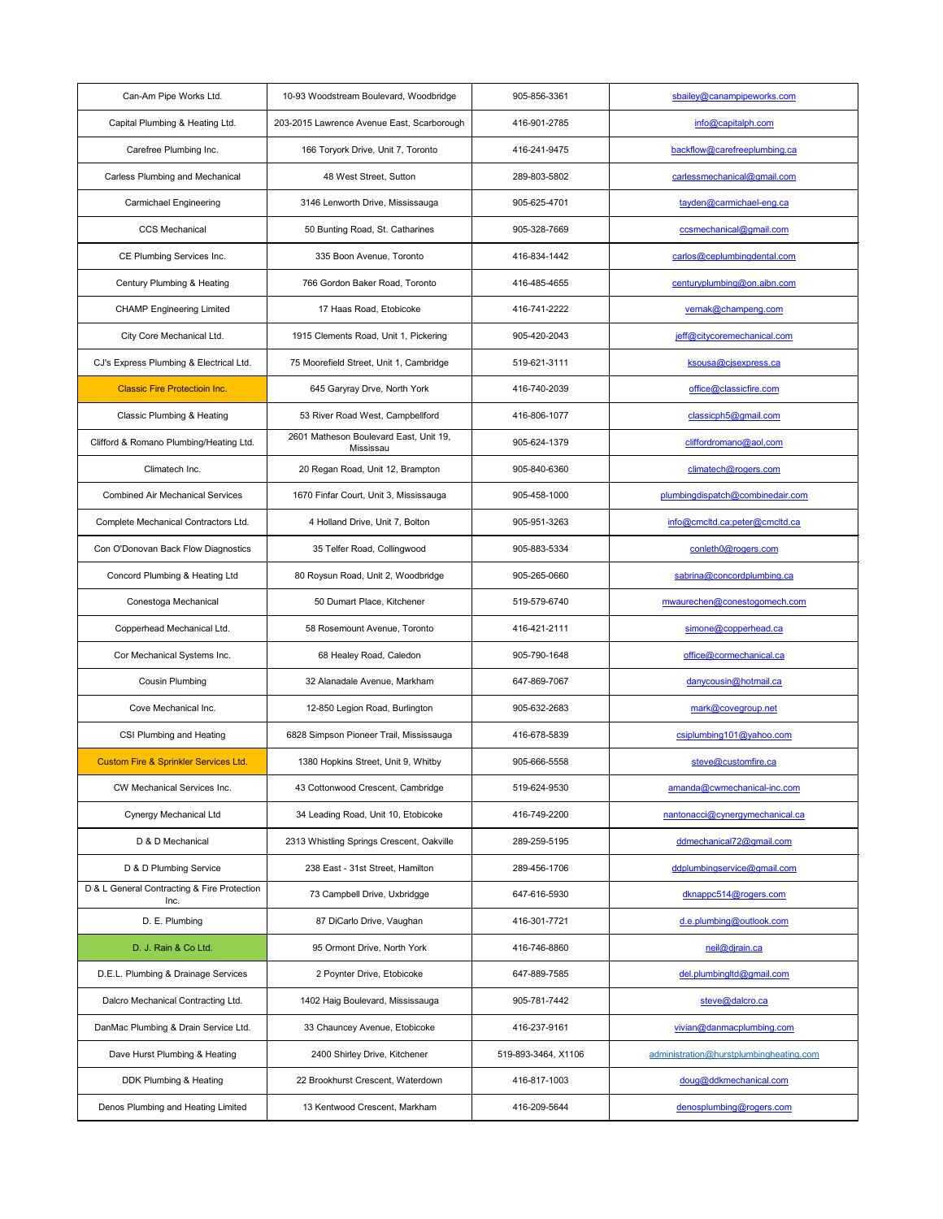| Can-Am Pipe Works Ltd. | 10-93 Woodstream Boulevard, Woodbridge | 905-856-3361 | sbailey@canampipeworks.com |
|---|---|---|---|
| Capital Plumbing & Heating Ltd. | 203-2015 Lawrence Avenue East, Scarborough | 416-901-2785 | info@capitalph.com |
| Carefree Plumbing Inc. | 166 Toryork Drive, Unit 7, Toronto | 416-241-9475 | backflow@carefreeplumbing.ca |
| Carless Plumbing and Mechanical | 48 West Street, Sutton | 289-803-5802 | carlessmechanical@gmail.com |
| Carmichael Engineering | 3146 Lenworth Drive, Mississauga | 905-625-4701 | tayden@carmichael-eng.ca |
| CCS Mechanical | 50 Bunting Road, St. Catharines | 905-328-7669 | ccsmechanical@gmail.com |
| CE Plumbing Services Inc. | 335 Boon Avenue, Toronto | 416-834-1442 | carlos@ceplumbingdental.com |
| Century Plumbing & Heating | 766 Gordon Baker Road, Toronto | 416-485-4655 | centuryplumbing@on.aibn.com |
| CHAMP Engineering Limited | 17 Haas Road, Etobicoke | 416-741-2222 | vernak@champeng.com |
| City Core Mechanical Ltd. | 1915 Clements Road, Unit 1, Pickering | 905-420-2043 | jeff@citycoremechanical.com |
| CJ's Express Plumbing & Electrical Ltd. | 75 Moorefield Street, Unit 1, Cambridge | 519-621-3111 | ksousa@cjsexpress.ca |
| Classic Fire Protectioin Inc. | 645 Garyray Drve, North York | 416-740-2039 | office@classicfire.com |
| Classic Plumbing & Heating | 53 River Road West, Campbellford | 416-806-1077 | classicph5@gmail.com |
| Clifford & Romano Plumbing/Heating Ltd. | 2601 Matheson Boulevard East, Unit 19, Mississau | 905-624-1379 | cliffordromano@aol,com |
| Climatech Inc. | 20 Regan Road, Unit 12, Brampton | 905-840-6360 | climatech@rogers.com |
| Combined Air Mechanical Services | 1670 Finfar Court, Unit 3, Mississauga | 905-458-1000 | plumbingdispatch@combinedair.com |
| Complete Mechanical Contractors Ltd. | 4 Holland Drive, Unit 7, Bolton | 905-951-3263 | info@cmcltd.ca;peter@cmcltd.ca |
| Con O'Donovan Back Flow Diagnostics | 35 Telfer Road, Collingwood | 905-883-5334 | conleth0@rogers.com |
| Concord Plumbing & Heating Ltd | 80 Roysun Road, Unit 2, Woodbridge | 905-265-0660 | sabrina@concordplumbing.ca |
| Conestoga Mechanical | 50 Dumart Place, Kitchener | 519-579-6740 | mwaurechen@conestogomech.com |
| Copperhead Mechanical Ltd. | 58 Rosemount Avenue, Toronto | 416-421-2111 | simone@copperhead.ca |
| Cor Mechanical Systems Inc. | 68 Healey Road, Caledon | 905-790-1648 | office@cormechanical.ca |
| Cousin Plumbing | 32 Alanadale Avenue, Markham | 647-869-7067 | danycousin@hotmail.ca |
| Cove Mechanical Inc. | 12-850 Legion Road, Burlington | 905-632-2683 | mark@covegroup.net |
| CSI Plumbing and Heating | 6828 Simpson Pioneer Trail, Mississauga | 416-678-5839 | csiplumbing101@yahoo.com |
| Custom Fire & Sprinkler Services Ltd. | 1380 Hopkins Street, Unit 9, Whitby | 905-666-5558 | steve@customfire.ca |
| CW Mechanical Services Inc. | 43 Cottonwood Crescent, Cambridge | 519-624-9530 | amanda@cwmechanical-inc.com |
| Cynergy Mechanical Ltd | 34 Leading Road, Unit 10, Etobicoke | 416-749-2200 | nantonacci@cynergymechanical.ca |
| D & D Mechanical | 2313 Whistling Springs Crescent, Oakville | 289-259-5195 | ddmechanical72@gmail.com |
| D & D Plumbing Service | 238 East - 31st Street, Hamilton | 289-456-1706 | ddplumbingservice@gmail.com |
| D & L General Contracting & Fire Protection Inc. | 73 Campbell Drive, Uxbridgge | 647-616-5930 | dknappc514@rogers.com |
| D. E. Plumbing | 87 DiCarlo Drive, Vaughan | 416-301-7721 | d.e.plumbing@outlook.com |
| D. J. Rain & Co Ltd. | 95 Ormont Drive, North York | 416-746-8860 | neil@djrain.ca |
| D.E.L. Plumbing & Drainage Services | 2 Poynter Drive, Etobicoke | 647-889-7585 | del.plumbingltd@gmail.com |
| Dalcro Mechanical Contracting Ltd. | 1402 Haig Boulevard, Mississauga | 905-781-7442 | steve@dalcro.ca |
| DanMac Plumbing & Drain Service Ltd. | 33 Chauncey Avenue, Etobicoke | 416-237-9161 | vivian@danmacplumbing.com |
| Dave Hurst Plumbing & Heating | 2400 Shirley Drive, Kitchener | 519-893-3464, X1106 | administration@hurstplumbingheating.com |
| DDK Plumbing & Heating | 22 Brookhurst Crescent, Waterdown | 416-817-1003 | doug@ddkmechanical.com |
| Denos Plumbing and Heating Limited | 13 Kentwood Crescent, Markham | 416-209-5644 | denosplumbing@rogers.com |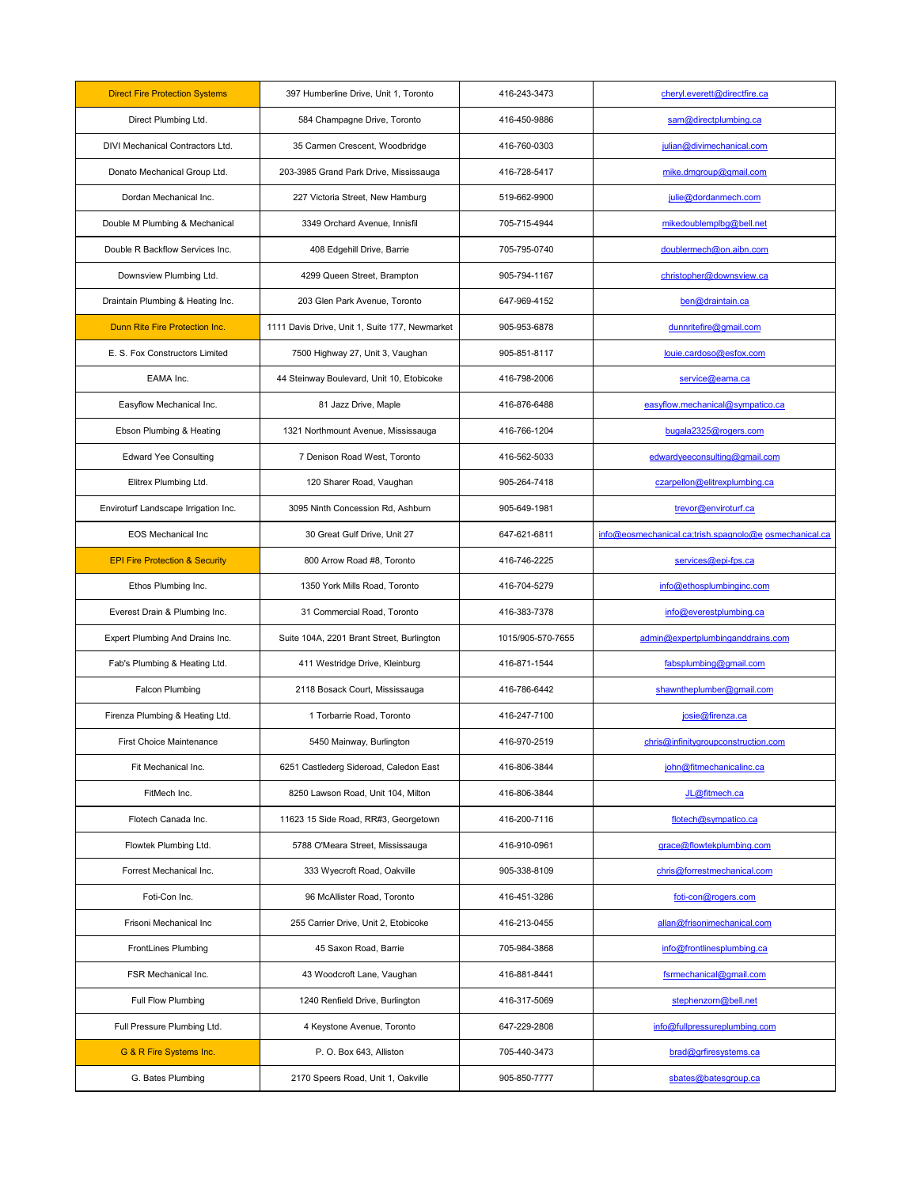| Direct Fire Protection Systems | 397 Humberline Drive, Unit 1, Toronto | 416-243-3473 | cheryl.everett@directfire.ca |
|---|---|---|---|
| Direct Plumbing Ltd. | 584 Champagne Drive, Toronto | 416-450-9886 | sam@directplumbing.ca |
| DIVI Mechanical Contractors Ltd. | 35 Carmen Crescent, Woodbridge | 416-760-0303 | julian@divimechanical.com |
| Donato Mechanical Group Ltd. | 203-3985 Grand Park Drive, Mississauga | 416-728-5417 | mike.dmgroup@gmail.com |
| Dordan Mechanical Inc. | 227 Victoria Street, New Hamburg | 519-662-9900 | julie@dordanmech.com |
| Double M Plumbing & Mechanical | 3349 Orchard Avenue, Innisfil | 705-715-4944 | mikedoublemplbg@bell.net |
| Double R Backflow Services Inc. | 408 Edgehill Drive, Barrie | 705-795-0740 | doublermech@on.aibn.com |
| Downsview Plumbing Ltd. | 4299 Queen Street, Brampton | 905-794-1167 | christopher@downsview.ca |
| Draintain Plumbing & Heating Inc. | 203 Glen Park Avenue, Toronto | 647-969-4152 | ben@draintain.ca |
| Dunn Rite Fire Protection Inc. | 1111 Davis Drive, Unit 1, Suite 177, Newmarket | 905-953-6878 | dunnritefire@gmail.com |
| E. S. Fox Constructors Limited | 7500 Highway 27, Unit 3, Vaughan | 905-851-8117 | louie.cardoso@esfox.com |
| EAMA Inc. | 44 Steinway Boulevard, Unit 10, Etobicoke | 416-798-2006 | service@eama.ca |
| Easyflow Mechanical Inc. | 81 Jazz Drive, Maple | 416-876-6488 | easyflow.mechanical@sympatico.ca |
| Ebson Plumbing & Heating | 1321 Northmount Avenue, Mississauga | 416-766-1204 | bugala2325@rogers.com |
| Edward Yee Consulting | 7 Denison Road West, Toronto | 416-562-5033 | edwardyeeconsulting@gmail.com |
| Elitrex Plumbing Ltd. | 120 Sharer Road, Vaughan | 905-264-7418 | czarpellon@elitrexplumbing.ca |
| Enviroturf Landscape Irrigation Inc. | 3095 Ninth Concession Rd, Ashburn | 905-649-1981 | trevor@enviroturf.ca |
| EOS Mechanical Inc | 30 Great Gulf Drive, Unit 27 | 647-621-6811 | info@eosmechanical.ca;trish.spagnolo@e osmechanical.ca |
| EPI Fire Protection & Security | 800 Arrow Road #8, Toronto | 416-746-2225 | services@epi-fps.ca |
| Ethos Plumbing Inc. | 1350 York Mills Road, Toronto | 416-704-5279 | info@ethosplumbinginc.com |
| Everest Drain & Plumbing Inc. | 31 Commercial Road, Toronto | 416-383-7378 | info@everestplumbing.ca |
| Expert Plumbing And Drains Inc. | Suite 104A, 2201 Brant Street, Burlington | 1015/905-570-7655 | admin@expertplumbinganddrains.com |
| Fab's Plumbing & Heating Ltd. | 411 Westridge Drive, Kleinburg | 416-871-1544 | fabsplumbing@gmail.com |
| Falcon Plumbing | 2118 Bosack Court, Mississauga | 416-786-6442 | shawntheplumber@gmail.com |
| Firenza Plumbing & Heating Ltd. | 1 Torbarrie Road, Toronto | 416-247-7100 | josie@firenza.ca |
| First Choice Maintenance | 5450 Mainway, Burlington | 416-970-2519 | chris@infinitygroupconstruction.com |
| Fit Mechanical Inc. | 6251 Castlederg Sideroad, Caledon East | 416-806-3844 | john@fitmechanicalinc.ca |
| FitMech Inc. | 8250 Lawson Road, Unit 104, Milton | 416-806-3844 | JL@fitmech.ca |
| Flotech Canada Inc. | 11623 15 Side Road, RR#3, Georgetown | 416-200-7116 | flotech@sympatico.ca |
| Flowtek Plumbing Ltd. | 5788 O'Meara Street, Mississauga | 416-910-0961 | grace@flowtekplumbing.com |
| Forrest Mechanical Inc. | 333 Wycecroft Road, Oakville | 905-338-8109 | chris@forrestmechanical.com |
| Foti-Con Inc. | 96 McAllister Road, Toronto | 416-451-3286 | foti-con@rogers.com |
| Frisoni Mechanical Inc | 255 Carrier Drive, Unit 2, Etobicoke | 416-213-0455 | allan@frisonimechanical.com |
| FrontLines Plumbing | 45 Saxon Road, Barrie | 705-984-3868 | info@frontlinesplumbing.ca |
| FSR Mechanical Inc. | 43 Woodcroft Lane, Vaughan | 416-881-8441 | fsrmechanical@gmail.com |
| Full Flow Plumbing | 1240 Renfield Drive, Burlington | 416-317-5069 | stephenzorn@bell.net |
| Full Pressure Plumbing Ltd. | 4 Keystone Avenue, Toronto | 647-229-2808 | info@fullpressureplumbing.com |
| G & R Fire Systems Inc. | P. O. Box 643, Alliston | 705-440-3473 | brad@grfiresystems.ca |
| G. Bates Plumbing | 2170 Speers Road, Unit 1, Oakville | 905-850-7777 | sbates@batesgroup.ca |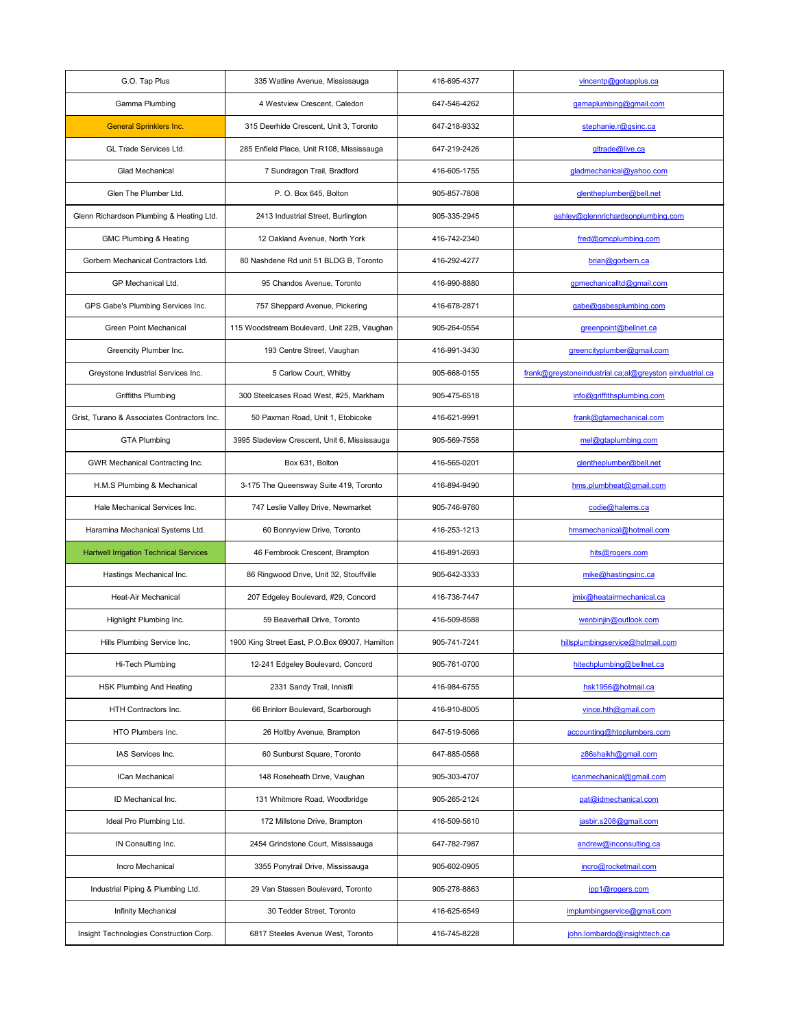| G.O. Tap Plus | 335 Watline Avenue, Mississauga | 416-695-4377 | vincentp@gotapplus.ca |
|---|---|---|---|
| Gamma Plumbing | 4 Westview Crescent, Caledon | 647-546-4262 | gamaplumbing@gmail.com |
| General Sprinklers Inc. | 315 Deerhide Crescent, Unit 3, Toronto | 647-218-9332 | stephanie.r@gsinc.ca |
| GL Trade Services Ltd. | 285 Enfield Place, Unit R108, Mississauga | 647-219-2426 | gltrade@live.ca |
| Glad Mechanical | 7 Sundragon Trail, Bradford | 416-605-1755 | gladmechanical@yahoo.com |
| Glen The Plumber Ltd. | P. O. Box 645, Bolton | 905-857-7808 | glentheplumber@bell.net |
| Glenn Richardson Plumbing & Heating Ltd. | 2413 Industrial Street, Burlington | 905-335-2945 | ashley@glennrichardsonplumbing.com |
| GMC Plumbing & Heating | 12 Oakland Avenue, North York | 416-742-2340 | fred@gmcplumbing.com |
| Gorbern Mechanical Contractors Ltd. | 80 Nashdene Rd unit 51 BLDG B, Toronto | 416-292-4277 | brian@gorbern.ca |
| GP Mechanical Ltd. | 95 Chandos Avenue, Toronto | 416-990-8880 | gpmechanicalltd@gmail.com |
| GPS Gabe's Plumbing Services Inc. | 757 Sheppard Avenue, Pickering | 416-678-2871 | gabe@gabesplumbing.com |
| Green Point Mechanical | 115 Woodstream Boulevard, Unit 22B, Vaughan | 905-264-0554 | greenpoint@bellnet.ca |
| Greencity Plumber Inc. | 193 Centre Street, Vaughan | 416-991-3430 | greencityplumber@gmail.com |
| Greystone Industrial Services Inc. | 5 Carlow Court, Whitby | 905-668-0155 | frank@greystoneindustrial.ca;al@greyston eindustrial.ca |
| Griffiths Plumbing | 300 Steelcases Road West, #25, Markham | 905-475-6518 | info@griffithsplumbing.com |
| Grist, Turano & Associates Contractors Inc. | 50 Paxman Road, Unit 1, Etobicoke | 416-621-9991 | frank@gtamechanical.com |
| GTA Plumbing | 3995 Sladeview Crescent, Unit 6, Mississauga | 905-569-7558 | mel@gtaplumbing.com |
| GWR Mechanical Contracting Inc. | Box 631, Bolton | 416-565-0201 | glentheplumber@bell.net |
| H.M.S Plumbing & Mechanical | 3-175 The Queensway Suite 419, Toronto | 416-894-9490 | hms.plumbheat@gmail.com |
| Hale Mechanical Services Inc. | 747 Leslie Valley Drive, Newmarket | 905-746-9760 | codie@halems.ca |
| Haramina Mechanical Systems Ltd. | 60 Bonnyview Drive, Toronto | 416-253-1213 | hmsmechanical@hotmail.com |
| Hartwell Irrigation Technical Services | 46 Fernbrook Crescent, Brampton | 416-891-2693 | hits@rogers.com |
| Hastings Mechanical Inc. | 86 Ringwood Drive, Unit 32, Stouffville | 905-642-3333 | mike@hastingsinc.ca |
| Heat-Air Mechanical | 207 Edgeley Boulevard, #29, Concord | 416-736-7447 | jmix@heatairmechanical.ca |
| Highlight Plumbing Inc. | 59 Beaverhall Drive, Toronto | 416-509-8588 | wenbinjin@outlook.com |
| Hills Plumbing Service Inc. | 1900 King Street East, P.O.Box 69007, Hamilton | 905-741-7241 | hillsplumbingservice@hotmail.com |
| Hi-Tech Plumbing | 12-241 Edgeley Boulevard, Concord | 905-761-0700 | hitechplumbing@bellnet.ca |
| HSK Plumbing And Heating | 2331 Sandy Trail, Innisfil | 416-984-6755 | hsk1956@hotmail.ca |
| HTH Contractors Inc. | 66 Brinlorr Boulevard, Scarborough | 416-910-8005 | vince.hth@gmail.com |
| HTO Plumbers Inc. | 26 Holtby Avenue, Brampton | 647-519-5066 | accounting@htoplumbers.com |
| IAS Services Inc. | 60 Sunburst Square, Toronto | 647-885-0568 | z86shaikh@gmail.com |
| ICan Mechanical | 148 Roseheath Drive, Vaughan | 905-303-4707 | icanmechanical@gmail.com |
| ID Mechanical Inc. | 131 Whitmore Road, Woodbridge | 905-265-2124 | pat@idmechanical.com |
| Ideal Pro Plumbing Ltd. | 172 Millstone Drive, Brampton | 416-509-5610 | jasbir.s208@gmail.com |
| IN Consulting Inc. | 2454 Grindstone Court, Mississauga | 647-782-7987 | andrew@inconsulting.ca |
| Incro Mechanical | 3355 Ponytrail Drive, Mississauga | 905-602-0905 | incro@rocketmail.com |
| Industrial Piping & Plumbing Ltd. | 29 Van Stassen Boulevard, Toronto | 905-278-8863 | ipp1@rogers.com |
| Infinity Mechanical | 30 Tedder Street, Toronto | 416-625-6549 | implumbingservice@gmail.com |
| Insight Technologies Construction Corp. | 6817 Steeles Avenue West, Toronto | 416-745-8228 | john.lombardo@insighttech.ca |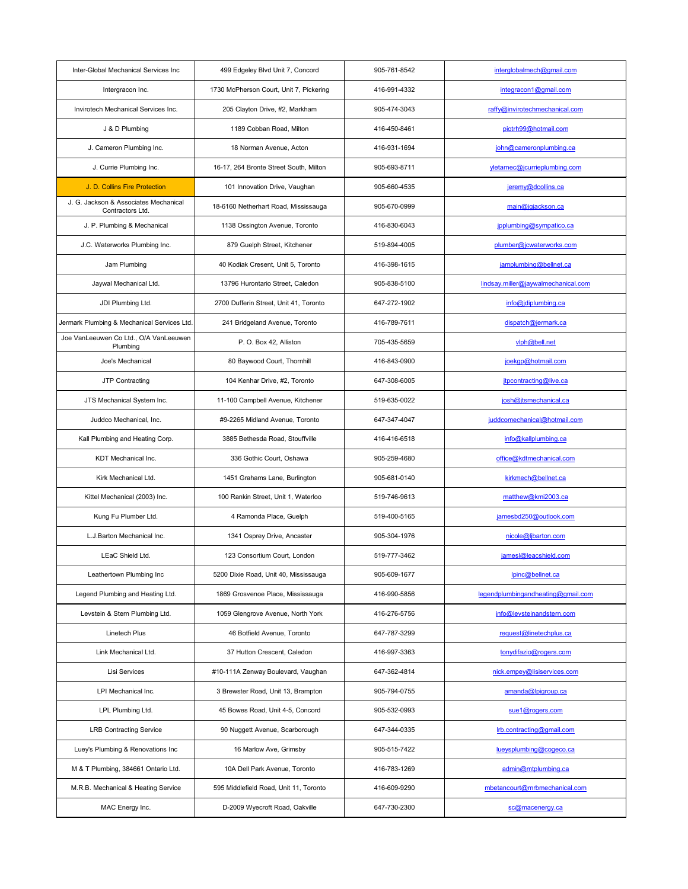| | | | |
|---|---|---|---|
| Inter-Global Mechanical Services Inc | 499 Edgeley Blvd Unit 7, Concord | 905-761-8542 | interglobalmech@gmail.com |
| Intergracon Inc. | 1730 McPherson Court, Unit 7, Pickering | 416-991-4332 | integracon1@gmail.com |
| Invirotech Mechanical Services Inc. | 205 Clayton Drive, #2, Markham | 905-474-3043 | raffy@invirotechmechanical.com |
| J & D Plumbing | 1189 Cobban Road, Milton | 416-450-8461 | piotrh99@hotmail.com |
| J. Cameron Plumbing Inc. | 18 Norman Avenue, Acton | 416-931-1694 | john@cameronplumbing.ca |
| J. Currie Plumbing Inc. | 16-17, 264 Bronte Street South, Milton | 905-693-8711 | yletarnec@jcurrieplumbing.com |
| J. D. Collins Fire Protection | 101 Innovation Drive, Vaughan | 905-660-4535 | jeremy@dcollins.ca |
| J. G. Jackson & Associates Mechanical Contractors Ltd. | 18-6160 Netherhart Road, Mississauga | 905-670-0999 | main@jgjackson.ca |
| J. P. Plumbing & Mechanical | 1138 Ossington Avenue, Toronto | 416-830-6043 | jpplumbing@sympatico.ca |
| J.C. Waterworks Plumbing Inc. | 879 Guelph Street, Kitchener | 519-894-4005 | plumber@jcwaterworks.com |
| Jam Plumbing | 40 Kodiak Cresent, Unit 5, Toronto | 416-398-1615 | jamplumbing@bellnet.ca |
| Jaywal Mechanical Ltd. | 13796 Hurontario Street, Caledon | 905-838-5100 | lindsay.miller@jaywalmechanical.com |
| JDI Plumbing Ltd. | 2700 Dufferin Street, Unit 41, Toronto | 647-272-1902 | info@jdiplumbing.ca |
| Jermark Plumbing & Mechanical Services Ltd. | 241 Bridgeland Avenue, Toronto | 416-789-7611 | dispatch@jermark.ca |
| Joe VanLeeuwen Co Ltd., O/A VanLeeuwen Plumbing | P. O. Box 42, Alliston | 705-435-5659 | vlph@bell.net |
| Joe's Mechanical | 80 Baywood Court, Thornhill | 416-843-0900 | joekgp@hotmail.com |
| JTP Contracting | 104 Kenhar Drive, #2, Toronto | 647-308-6005 | jtpcontracting@live.ca |
| JTS Mechanical System Inc. | 11-100 Campbell Avenue, Kitchener | 519-635-0022 | josh@jtsmechanical.ca |
| Juddco Mechanical, Inc. | #9-2265 Midland Avenue, Toronto | 647-347-4047 | juddcomechanical@hotmail.com |
| Kall Plumbing and Heating Corp. | 3885 Bethesda Road, Stouffville | 416-416-6518 | info@kallplumbing.ca |
| KDT Mechanical Inc. | 336 Gothic Court, Oshawa | 905-259-4680 | office@kdtmechanical.com |
| Kirk Mechanical Ltd. | 1451 Grahams Lane, Burlington | 905-681-0140 | kirkmech@bellnet.ca |
| Kittel Mechanical (2003) Inc. | 100 Rankin Street, Unit 1, Waterloo | 519-746-9613 | matthew@kmi2003.ca |
| Kung Fu Plumber Ltd. | 4 Ramonda Place, Guelph | 519-400-5165 | jamesbd250@outlook.com |
| L.J.Barton Mechanical Inc. | 1341 Osprey Drive, Ancaster | 905-304-1976 | nicole@ljbarton.com |
| LEaC Shield Ltd. | 123 Consortium Court, London | 519-777-3462 | jamesl@leacshield.com |
| Leathertown Plumbing Inc | 5200 Dixie Road, Unit 40, Mississauga | 905-609-1677 | lpinc@bellnet.ca |
| Legend Plumbing and Heating Ltd. | 1869 Grosvenoe Place, Mississauga | 416-990-5856 | legendplumbingandheating@gmail.com |
| Levstein & Stern Plumbing Ltd. | 1059 Glengrove Avenue, North York | 416-276-5756 | info@levsteinandstern.com |
| Linetech Plus | 46 Botfield Avenue, Toronto | 647-787-3299 | request@linetechplus.ca |
| Link Mechanical Ltd. | 37 Hutton Crescent, Caledon | 416-997-3363 | tonydifazio@rogers.com |
| Lisi Services | #10-111A Zenway Boulevard, Vaughan | 647-362-4814 | nick.empey@lisiservices.com |
| LPI Mechanical Inc. | 3 Brewster Road, Unit 13, Brampton | 905-794-0755 | amanda@lpigroup.ca |
| LPL Plumbing Ltd. | 45 Bowes Road, Unit 4-5, Concord | 905-532-0993 | sue1@rogers.com |
| LRB Contracting Service | 90 Nuggett Avenue, Scarborough | 647-344-0335 | lrb.contracting@gmail.com |
| Luey's Plumbing & Renovations Inc | 16 Marlow Ave, Grimsby | 905-515-7422 | lueysplumbing@cogeco.ca |
| M & T Plumbing, 384661 Ontario Ltd. | 10A Dell Park Avenue, Toronto | 416-783-1269 | admin@mtplumbing.ca |
| M.R.B. Mechanical & Heating Service | 595 Middlefield Road, Unit 11, Toronto | 416-609-9290 | mbetancourt@mrbmechanical.com |
| MAC Energy Inc. | D-2009 Wyecroft Road, Oakville | 647-730-2300 | sc@macenergy.ca |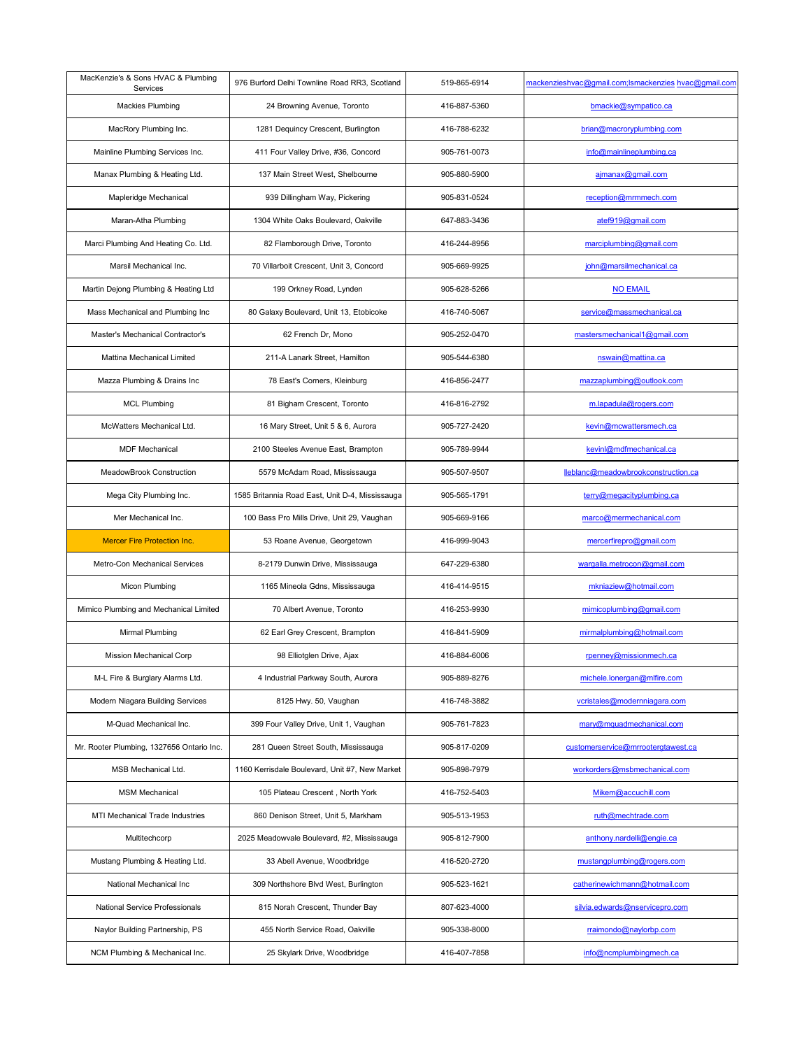| MacKenzie's & Sons HVAC & Plumbing Services | 976 Burford Delhi Townline Road RR3, Scotland | 519-865-6914 | mackenzieshvac@gmail.com;lsmackenzies hvac@gmail.com |
|---|---|---|---|
| Mackies Plumbing | 24 Browning Avenue, Toronto | 416-887-5360 | bmackie@sympatico.ca |
| MacRory Plumbing Inc. | 1281 Dequincy Crescent, Burlington | 416-788-6232 | brian@macroryplumbing.com |
| Mainline Plumbing Services Inc. | 411 Four Valley Drive, #36, Concord | 905-761-0073 | info@mainlineplumbing.ca |
| Manax Plumbing & Heating Ltd. | 137 Main Street West, Shelbourne | 905-880-5900 | ajmanax@gmail.com |
| Mapleridge Mechanical | 939 Dillingham Way, Pickering | 905-831-0524 | reception@mrmmech.com |
| Maran-Atha Plumbing | 1304 White Oaks Boulevard, Oakville | 647-883-3436 | atef919@gmail.com |
| Marci Plumbing And Heating Co. Ltd. | 82 Flamborough Drive, Toronto | 416-244-8956 | marciplumbing@gmail.com |
| Marsil Mechanical Inc. | 70 Villarboit Crescent, Unit 3, Concord | 905-669-9925 | john@marsilmechanical.ca |
| Martin Dejong Plumbing & Heating Ltd | 199 Orkney Road, Lynden | 905-628-5266 | NO EMAIL |
| Mass Mechanical and Plumbing Inc | 80 Galaxy Boulevard, Unit 13, Etobicoke | 416-740-5067 | service@massmechanical.ca |
| Master's Mechanical Contractor's | 62 French Dr, Mono | 905-252-0470 | mastersmechanical1@gmail.com |
| Mattina Mechanical Limited | 211-A Lanark Street, Hamilton | 905-544-6380 | nswain@mattina.ca |
| Mazza Plumbing & Drains Inc | 78 East's Corners, Kleinburg | 416-856-2477 | mazzaplumbing@outlook.com |
| MCL Plumbing | 81 Bigham Crescent, Toronto | 416-816-2792 | m.lapadula@rogers.com |
| McWatters Mechanical Ltd. | 16 Mary Street, Unit 5 & 6, Aurora | 905-727-2420 | kevin@mcwattersmech.ca |
| MDF Mechanical | 2100 Steeles Avenue East, Brampton | 905-789-9944 | kevinl@mdfmechanical.ca |
| MeadowBrook Construction | 5579 McAdam Road, Mississauga | 905-507-9507 | lleblanc@meadowbrookconstruction.ca |
| Mega City Plumbing Inc. | 1585 Britannia Road East, Unit D-4, Mississauga | 905-565-1791 | terry@megacityplumbing.ca |
| Mer Mechanical Inc. | 100 Bass Pro Mills Drive, Unit 29, Vaughan | 905-669-9166 | marco@mermechanical.com |
| Mercer Fire Protection Inc. | 53 Roane Avenue, Georgetown | 416-999-9043 | mercerfirepro@gmail.com |
| Metro-Con Mechanical Services | 8-2179 Dunwin Drive, Mississauga | 647-229-6380 | wargalla.metrocon@gmail.com |
| Micon Plumbing | 1165 Mineola Gdns, Mississauga | 416-414-9515 | mkniaziew@hotmail.com |
| Mimico Plumbing and Mechanical Limited | 70 Albert Avenue, Toronto | 416-253-9930 | mimicoplumbing@gmail.com |
| Mirmal Plumbing | 62 Earl Grey Crescent, Brampton | 416-841-5909 | mirmalplumbing@hotmail.com |
| Mission Mechanical Corp | 98 Elliotglen Drive, Ajax | 416-884-6006 | rpenney@missionmech.ca |
| M-L Fire & Burglary Alarms Ltd. | 4 Industrial Parkway South, Aurora | 905-889-8276 | michele.lonergan@mlfire.com |
| Modern Niagara Building Services | 8125 Hwy. 50, Vaughan | 416-748-3882 | vcristales@modernniagara.com |
| M-Quad Mechanical Inc. | 399 Four Valley Drive, Unit 1, Vaughan | 905-761-7823 | mary@mquadmechanical.com |
| Mr. Rooter Plumbing, 1327656 Ontario Inc. | 281 Queen Street South, Mississauga | 905-817-0209 | customerservice@mrrootergtawest.ca |
| MSB Mechanical Ltd. | 1160 Kerrisdale Boulevard, Unit #7, New Market | 905-898-7979 | workorders@msbmechanical.com |
| MSM Mechanical | 105 Plateau Crescent , North York | 416-752-5403 | Mikem@accuchill.com |
| MTI Mechanical Trade Industries | 860 Denison Street, Unit 5, Markham | 905-513-1953 | ruth@mechtrade.com |
| Multitechcorp | 2025 Meadowvale Boulevard, #2, Mississauga | 905-812-7900 | anthony.nardelli@engie.ca |
| Mustang Plumbing & Heating Ltd. | 33 Abell Avenue, Woodbridge | 416-520-2720 | mustangplumbing@rogers.com |
| National Mechanical Inc | 309 Northshore Blvd West, Burlington | 905-523-1621 | catherinewichmann@hotmail.com |
| National Service Professionals | 815 Norah Crescent, Thunder Bay | 807-623-4000 | silvia.edwards@nservicepro.com |
| Naylor Building Partnership, PS | 455 North Service Road, Oakville | 905-338-8000 | rraimondo@naylorbp.com |
| NCM Plumbing & Mechanical Inc. | 25 Skylark Drive, Woodbridge | 416-407-7858 | info@ncmplumbingmech.ca |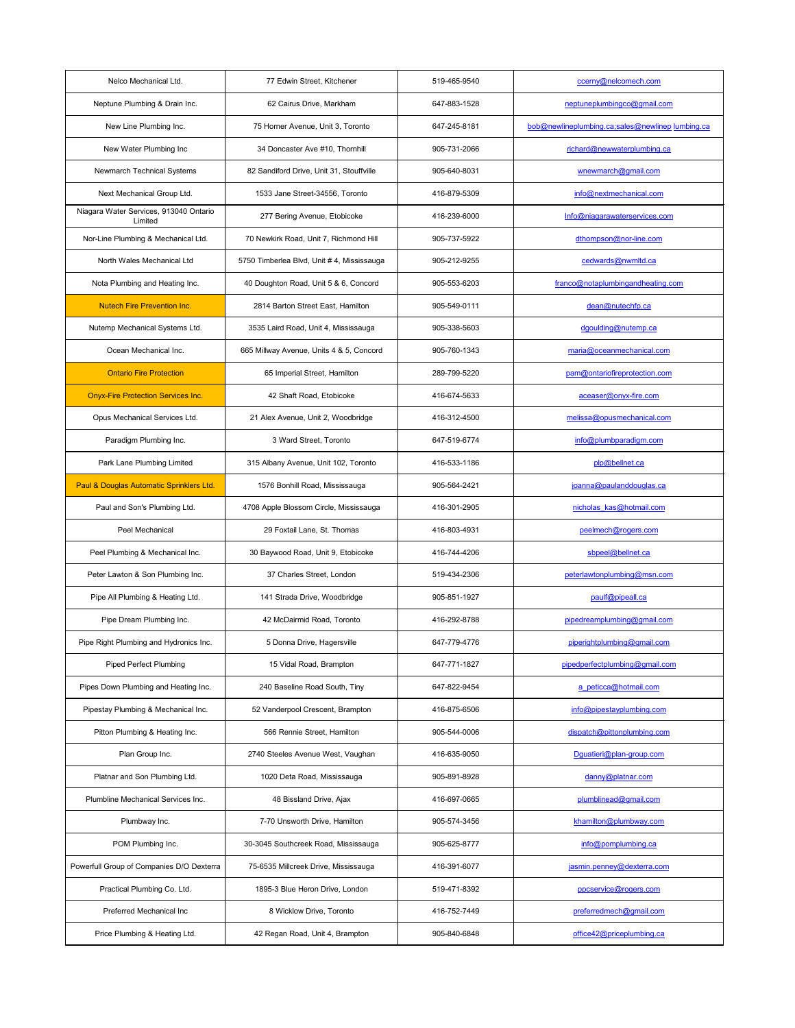| | | | |
|---|---|---|---|
| Nelco Mechanical Ltd. | 77 Edwin Street, Kitchener | 519-465-9540 | ccerny@nelcomech.com |
| Neptune Plumbing & Drain Inc. | 62 Cairus Drive, Markham | 647-883-1528 | neptuneplumbingco@gmail.com |
| New Line Plumbing Inc. | 75 Horner Avenue, Unit 3, Toronto | 647-245-8181 | bob@newlineplumbing.ca;sales@newlinep lumbing.ca |
| New Water Plumbing Inc | 34 Doncaster Ave #10, Thornhill | 905-731-2066 | richard@newwaterplumbing.ca |
| Newmarch Technical Systems | 82 Sandiford Drive, Unit 31, Stouffville | 905-640-8031 | wnewmarch@gmail.com |
| Next Mechanical Group Ltd. | 1533 Jane Street-34556, Toronto | 416-879-5309 | info@nextmechanical.com |
| Niagara Water Services, 913040 Ontario Limited | 277 Bering Avenue, Etobicoke | 416-239-6000 | Info@niagarawaterservices.com |
| Nor-Line Plumbing & Mechanical Ltd. | 70 Newkirk Road, Unit 7, Richmond Hill | 905-737-5922 | dthompson@nor-line.com |
| North Wales Mechanical Ltd | 5750 Timberlea Blvd, Unit # 4, Mississauga | 905-212-9255 | cedwards@nwmltd.ca |
| Nota Plumbing and Heating Inc. | 40 Doughton Road, Unit 5 & 6, Concord | 905-553-6203 | franco@notaplumbingandheating.com |
| Nutech Fire Prevention Inc. | 2814 Barton Street East, Hamilton | 905-549-0111 | dean@nutechfp.ca |
| Nutemp Mechanical Systems Ltd. | 3535 Laird Road, Unit 4, Mississauga | 905-338-5603 | dgoulding@nutemp.ca |
| Ocean Mechanical Inc. | 665 Millway Avenue, Units 4 & 5, Concord | 905-760-1343 | maria@oceanmechanical.com |
| Ontario Fire Protection | 65 Imperial Street, Hamilton | 289-799-5220 | pam@ontariofireprotection.com |
| Onyx-Fire Protection Services Inc. | 42 Shaft Road, Etobicoke | 416-674-5633 | aceaser@onyx-fire.com |
| Opus Mechanical Services Ltd. | 21 Alex Avenue, Unit 2, Woodbridge | 416-312-4500 | melissa@opusmechanical.com |
| Paradigm Plumbing Inc. | 3 Ward Street, Toronto | 647-519-6774 | info@plumbparadigm.com |
| Park Lane Plumbing Limited | 315 Albany Avenue, Unit 102, Toronto | 416-533-1186 | plp@bellnet.ca |
| Paul & Douglas Automatic Sprinklers Ltd. | 1576 Bonhill Road, Mississauga | 905-564-2421 | joanna@paulanddouglas.ca |
| Paul and Son's Plumbing Ltd. | 4708 Apple Blossom Circle, Mississauga | 416-301-2905 | nicholas_kas@hotmail.com |
| Peel Mechanical | 29 Foxtail Lane, St. Thomas | 416-803-4931 | peelmech@rogers.com |
| Peel Plumbing & Mechanical Inc. | 30 Baywood Road, Unit 9, Etobicoke | 416-744-4206 | sbpeel@bellnet.ca |
| Peter Lawton & Son Plumbing Inc. | 37 Charles Street, London | 519-434-2306 | peterlawtonplumbing@msn.com |
| Pipe All Plumbing & Heating Ltd. | 141 Strada Drive, Woodbridge | 905-851-1927 | paulf@pipeall.ca |
| Pipe Dream Plumbing Inc. | 42 McDairmid Road, Toronto | 416-292-8788 | pipedreamplumbing@gmail.com |
| Pipe Right Plumbing and Hydronics Inc. | 5 Donna Drive, Hagersville | 647-779-4776 | piperightplumbing@gmail.com |
| Piped Perfect Plumbing | 15 Vidal Road, Brampton | 647-771-1827 | pipedperfectplumbing@gmail.com |
| Pipes Down Plumbing and Heating Inc. | 240 Baseline Road South, Tiny | 647-822-9454 | a_peticca@hotmail.com |
| Pipestay Plumbing & Mechanical Inc. | 52 Vanderpool Crescent, Brampton | 416-875-6506 | info@pipestayplumbing.com |
| Pitton Plumbing & Heating Inc. | 566 Rennie Street, Hamilton | 905-544-0006 | dispatch@pittonplumbing.com |
| Plan Group Inc. | 2740 Steeles Avenue West, Vaughan | 416-635-9050 | Dguatieri@plan-group.com |
| Platnar and Son Plumbing Ltd. | 1020 Deta Road, Mississauga | 905-891-8928 | danny@platnar.com |
| Plumbline Mechanical Services Inc. | 48 Bissland Drive, Ajax | 416-697-0665 | plumblinead@gmail.com |
| Plumbway Inc. | 7-70 Unsworth Drive, Hamilton | 905-574-3456 | khamilton@plumbway.com |
| POM Plumbing Inc. | 30-3045 Southcreek Road, Mississauga | 905-625-8777 | info@pomplumbing.ca |
| Powerfull Group of Companies D/O Dexterra | 75-6535 Millcreek Drive, Mississauga | 416-391-6077 | jasmin.penney@dexterra.com |
| Practical Plumbing Co. Ltd. | 1895-3 Blue Heron Drive, London | 519-471-8392 | ppcservice@rogers.com |
| Preferred Mechanical Inc | 8 Wicklow Drive, Toronto | 416-752-7449 | preferredmech@gmail.com |
| Price Plumbing & Heating Ltd. | 42 Regan Road, Unit 4, Brampton | 905-840-6848 | office42@priceplumbing.ca |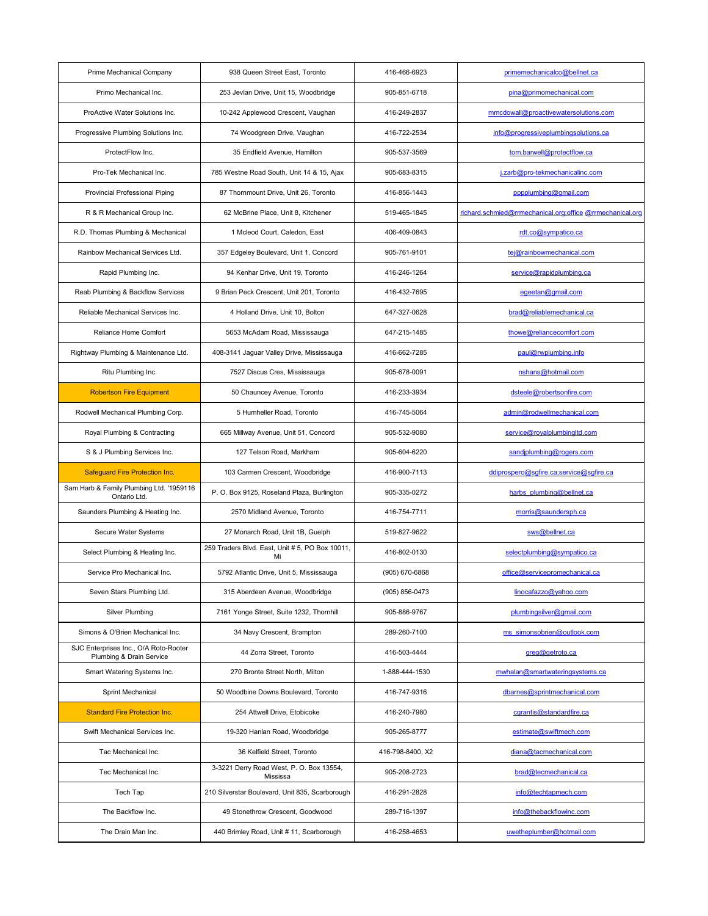| | | | |
|---|---|---|---|
| Prime Mechanical Company | 938 Queen Street East, Toronto | 416-466-6923 | primemechanicalco@bellnet.ca |
| Primo Mechanical Inc. | 253 Jevlan Drive, Unit 15, Woodbridge | 905-851-6718 | pina@primomechanical.com |
| ProActive Water Solutions Inc. | 10-242 Applewood Crescent, Vaughan | 416-249-2837 | mmcdowall@proactivewatersolutions.com |
| Progressive Plumbing Solutions Inc. | 74 Woodgreen Drive, Vaughan | 416-722-2534 | info@progressiveplumbingsolutions.ca |
| ProtectFlow Inc. | 35 Endfield Avenue, Hamilton | 905-537-3569 | tom.barwell@protectflow.ca |
| Pro-Tek Mechanical Inc. | 785 Westne Road South, Unit 14 & 15, Ajax | 905-683-8315 | j.zarb@pro-tekmechanicalinc.com |
| Provincial Professional Piping | 87 Thornmount Drive, Unit 26, Toronto | 416-856-1443 | pppplumbing@gmail.com |
| R & R Mechanical Group Inc. | 62 McBrine Place, Unit 8, Kitchener | 519-465-1845 | richard.schmied@rrmechanical.org;office @rrmechanical.org |
| R.D. Thomas Plumbing & Mechanical | 1 Mcleod Court, Caledon, East | 406-409-0843 | rdt.co@sympatico.ca |
| Rainbow Mechanical Services Ltd. | 357 Edgeley Boulevard, Unit 1, Concord | 905-761-9101 | tej@rainbowmechanical.com |
| Rapid Plumbing Inc. | 94 Kenhar Drive, Unit 19, Toronto | 416-246-1264 | service@rapidplumbing.ca |
| Reab Plumbing & Backflow Services | 9 Brian Peck Crescent, Unit 201, Toronto | 416-432-7695 | egeetan@gmail.com |
| Reliable Mechanical Services Inc. | 4 Holland Drive, Unit 10, Bolton | 647-327-0628 | brad@reliablemechanical.ca |
| Reliance Home Comfort | 5653 McAdam Road, Mississauga | 647-215-1485 | thowe@reliancecomfort.com |
| Rightway Plumbing & Maintenance Ltd. | 408-3141 Jaguar Valley Drive, Mississauga | 416-662-7285 | paul@rwplumbing.info |
| Ritu Plumbing Inc. | 7527 Discus Cres, Mississauga | 905-678-0091 | nshans@hotmail.com |
| Robertson Fire Equipment | 50 Chauncey Avenue, Toronto | 416-233-3934 | dsteele@robertsonfire.com |
| Rodwell Mechanical Plumbing Corp. | 5 Humheller Road, Toronto | 416-745-5064 | admin@rodwellmechanical.com |
| Royal Plumbing & Contracting | 665 Millway Avenue, Unit 51, Concord | 905-532-9080 | service@royalplumbingltd.com |
| S & J Plumbing Services Inc. | 127 Telson Road, Markham | 905-604-6220 | sandjplumbing@rogers.com |
| Safeguard Fire Protection Inc. | 103 Carmen Crescent, Woodbridge | 416-900-7113 | ddiprospero@sgfire.ca;service@sgfire.ca |
| Sam Harb & Family Plumbing Ltd. '1959116 Ontario Ltd. | P. O. Box 9125, Roseland Plaza, Burlington | 905-335-0272 | harbs_plumbing@bellnet.ca |
| Saunders Plumbing & Heating Inc. | 2570 Midland Avenue, Toronto | 416-754-7711 | morris@saundersph.ca |
| Secure Water Systems | 27 Monarch Road, Unit 1B, Guelph | 519-827-9622 | sws@bellnet.ca |
| Select Plumbing & Heating Inc. | 259 Traders Blvd. East, Unit # 5, PO Box 10011, Mi | 416-802-0130 | selectplumbing@sympatico.ca |
| Service Pro Mechanical Inc. | 5792 Atlantic Drive, Unit 5, Mississauga | (905) 670-6868 | office@servicepromechanical.ca |
| Seven Stars Plumbing Ltd. | 315 Aberdeen Avenue, Woodbridge | (905) 856-0473 | linocafazzo@yahoo.com |
| Silver Plumbing | 7161 Yonge Street, Suite 1232, Thornhill | 905-886-9767 | plumbingsilver@gmail.com |
| Simons & O'Brien Mechanical Inc. | 34 Navy Crescent, Brampton | 289-260-7100 | ms_simonsobrien@outlook.com |
| SJC Enterprises Inc., O/A Roto-Rooter Plumbing & Drain Service | 44 Zorra Street, Toronto | 416-503-4444 | greg@getroto.ca |
| Smart Watering Systems Inc. | 270 Bronte Street North, Milton | 1-888-444-1530 | mwhalan@smartwateringsystems.ca |
| Sprint Mechanical | 50 Woodbine Downs Boulevard, Toronto | 416-747-9316 | dbarnes@sprintmechanical.com |
| Standard Fire Protection Inc. | 254 Attwell Drive, Etobicoke | 416-240-7980 | cgrantis@standardfire.ca |
| Swift Mechanical Services Inc. | 19-320 Hanlan Road, Woodbridge | 905-265-8777 | estimate@swiftmech.com |
| Tac Mechanical Inc. | 36 Kelfield Street, Toronto | 416-798-8400, X2 | diana@tacmechanical.com |
| Tec Mechanical Inc. | 3-3221 Derry Road West, P. O. Box 13554, Mississa | 905-208-2723 | brad@tecmechanical.ca |
| Tech Tap | 210 Silverstar Boulevard, Unit 835, Scarborough | 416-291-2828 | info@techtapmech.com |
| The Backflow Inc. | 49 Stonethrow Crescent, Goodwood | 289-716-1397 | info@thebackflowinc.com |
| The Drain Man Inc. | 440 Brimley Road, Unit # 11, Scarborough | 416-258-4653 | uwetheplumber@hotmail.com |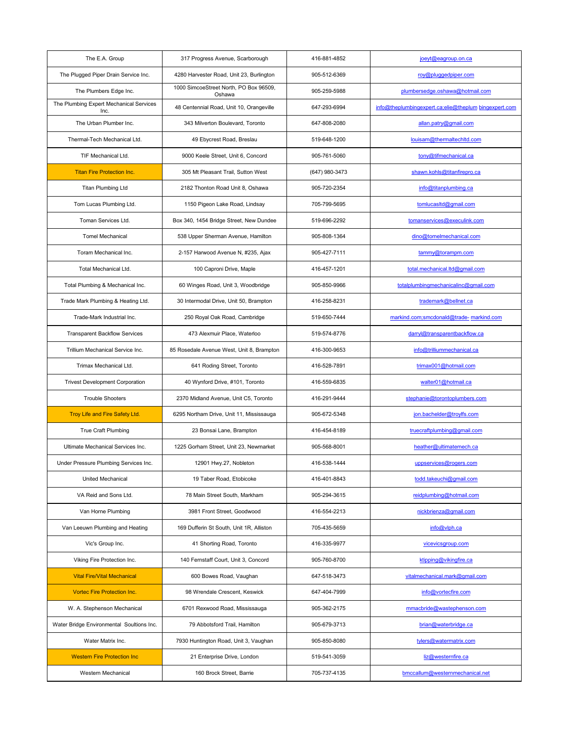| The E.A. Group | 317 Progress Avenue, Scarborough | 416-881-4852 | joeyt@eagroup.on.ca |
|---|---|---|---|
| The Plugged Piper Drain Service Inc. | 4280 Harvester Road, Unit 23, Burlington | 905-512-6369 | roy@pluggedpiper.com |
| The Plumbers Edge Inc. | 1000 SimcoeStreet North, PO Box 96509, Oshawa | 905-259-5988 | plumbersedge.oshawa@hotmail.com |
| The Plumbing Expert Mechanical Services Inc. | 48 Centennial Road, Unit 10, Orangeville | 647-293-6994 | info@theplumbingexpert.ca;elie@theplum bingexpert.com |
| The Urban Plumber Inc. | 343 Milverton Boulevard, Toronto | 647-808-2080 | allan.patry@gmail.com |
| Thermal-Tech Mechanical Ltd. | 49 Ebycrest Road, Breslau | 519-648-1200 | louisam@thermaltechltd.com |
| TIF Mechanical Ltd. | 9000 Keele Street, Unit 6, Concord | 905-761-5060 | tony@tifmechanical.ca |
| Titan Fire Protection Inc. | 305 Mt Pleasant Trail, Sutton West | (647) 980-3473 | shawn.kohls@titanfirepro.ca |
| Titan Plumbing Ltd | 2182 Thonton Road Unit 8, Oshawa | 905-720-2354 | info@titanplumbing.ca |
| Tom Lucas Plumbing Ltd. | 1150 Pigeon Lake Road, Lindsay | 705-799-5695 | tomlucasltd@gmail.com |
| Toman Services Ltd. | Box 340, 1454 Bridge Street, New Dundee | 519-696-2292 | tomanservices@execulink.com |
| Tomel Mechanical | 538 Upper Sherman Avenue, Hamilton | 905-808-1364 | dino@tomelmechanical.com |
| Toram Mechanical Inc. | 2-157 Harwood Avenue N, #235, Ajax | 905-427-7111 | tammy@torampm.com |
| Total Mechanical Ltd. | 100 Caproni Drive, Maple | 416-457-1201 | total.mechanical.ltd@gmail.com |
| Total Plumbing & Mechanical Inc. | 60 Winges Road, Unit 3, Woodbridge | 905-850-9966 | totalplumbingmechanicalinc@gmail.com |
| Trade Mark Plumbing & Heating Ltd. | 30 Intermodal Drive, Unit 50, Brampton | 416-258-8231 | trademark@bellnet.ca |
| Trade-Mark Industrial Inc. | 250 Royal Oak Road, Cambridge | 519-650-7444 | markind.com;smcdonald@trade- markind.com |
| Transparent Backflow Services | 473 Alexmuir Place, Waterloo | 519-574-8776 | darryl@transparentbackflow.ca |
| Trillium Mechanical Service Inc. | 85 Rosedale Avenue West, Unit 8, Brampton | 416-300-9653 | info@trilliummechanical.ca |
| Trimax Mechanical Ltd. | 641 Roding Street, Toronto | 416-528-7891 | trimax001@hotmail.com |
| Trivest Development Corporation | 40 Wynford Drive, #101, Toronto | 416-559-6835 | walter01@hotmail.ca |
| Trouble Shooters | 2370 Midland Avenue, Unit C5, Toronto | 416-291-9444 | stephanie@torontoplumbers.com |
| Troy Life and Fire Safety Ltd. | 6295 Northam Drive, Unit 11, Mississauga | 905-672-5348 | jon.bachelder@troylfs.com |
| True Craft Plumbing | 23 Bonsai Lane, Brampton | 416-454-8189 | truecraftplumbing@gmail.com |
| Ultimate Mechanical Services Inc. | 1225 Gorham Street, Unit 23, Newmarket | 905-568-8001 | heather@ultimatemech.ca |
| Under Pressure Plumbing Services Inc. | 12901 Hwy.27, Nobleton | 416-538-1444 | uppservices@rogers.com |
| United Mechanical | 19 Taber Road, Etobicoke | 416-401-8843 | todd.takeuchi@gmail.com |
| VA Reid and Sons Ltd. | 78 Main Street South, Markham | 905-294-3615 | reidplumbing@hotmail.com |
| Van Horne Plumbing | 3981 Front Street, Goodwood | 416-554-2213 | nickbrienza@gmail.com |
| Van Leeuwn Plumbing and Heating | 169 Dufferin St South, Unit 1R, Alliston | 705-435-5659 | info@vlph.ca |
| Vic's Group Inc. | 41 Shorting Road, Toronto | 416-335-9977 | vicevicsgroup.com |
| Viking Fire Protection Inc. | 140 Fernstaff Court, Unit 3, Concord | 905-760-8700 | ktipping@vikingfire.ca |
| Vital Fire/Vital Mechanical | 600 Bowes Road, Vaughan | 647-518-3473 | vitalmechanical.mark@gmail.com |
| Vortec Fire Protection Inc. | 98 Wrendale Crescent, Keswick | 647-404-7999 | info@vortecfire.com |
| W. A. Stephenson Mechanical | 6701 Rexwood Road, Mississauga | 905-362-2175 | mmacbride@wastephenson.com |
| Water Bridge Environmental Soultions Inc. | 79 Abbotsford Trail, Hamilton | 905-679-3713 | brian@waterbridge.ca |
| Water Matrix Inc. | 7930 Huntington Road, Unit 3, Vaughan | 905-850-8080 | tylers@watermatrix.com |
| Western Fire Protection Inc | 21 Enterprise Drive, London | 519-541-3059 | liz@westernfire.ca |
| Western Mechanical | 160 Brock Street, Barrie | 705-737-4135 | bmccallum@westernmechanical.net |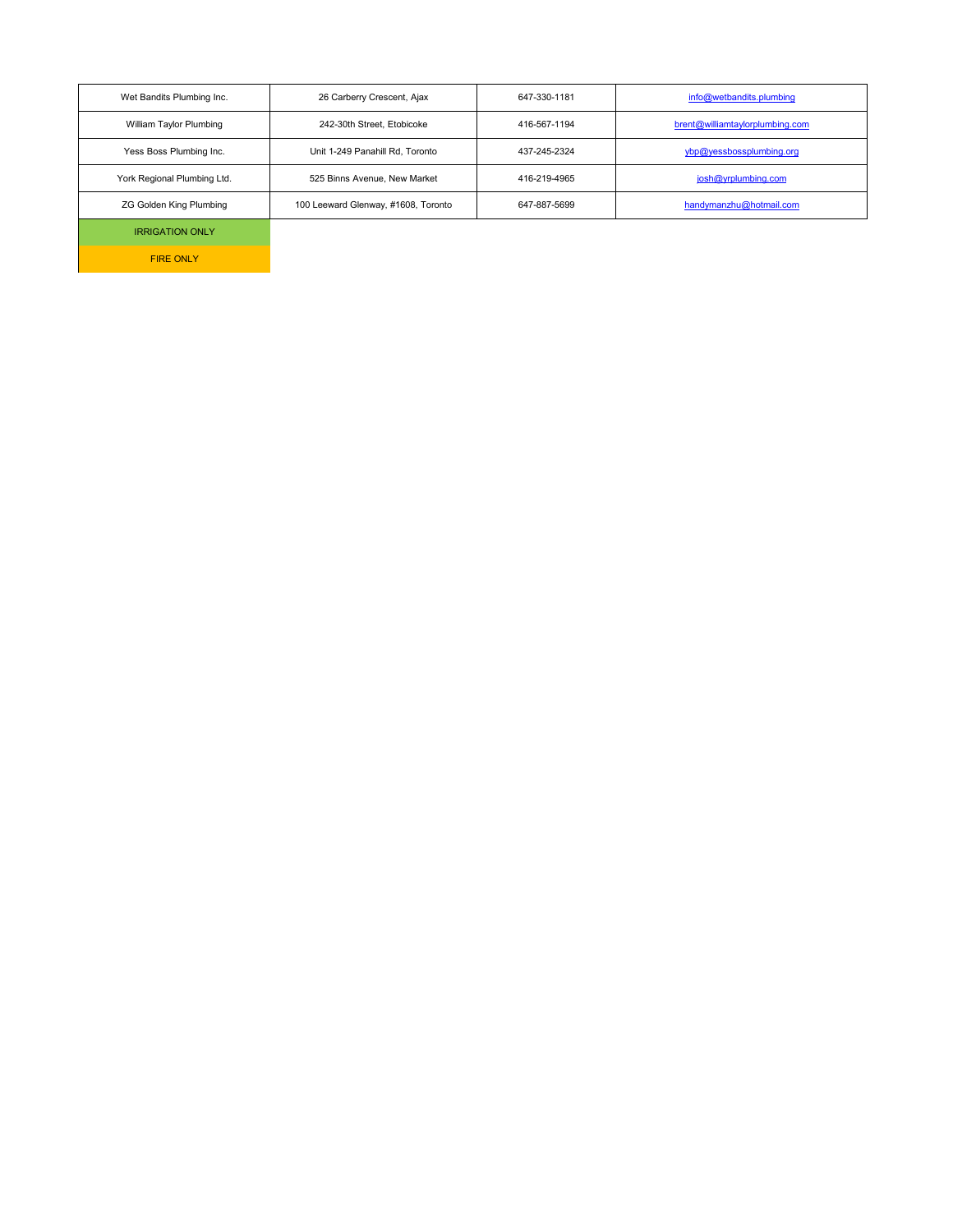| | | | |
|---|---|---|---|
| Wet Bandits Plumbing Inc. | 26 Carberry Crescent, Ajax | 647-330-1181 | info@wetbandits.plumbing |
| William Taylor Plumbing | 242-30th Street, Etobicoke | 416-567-1194 | brent@williamtaylorplumbing.com |
| Yess Boss Plumbing Inc. | Unit 1-249 Panahill Rd, Toronto | 437-245-2324 | ybp@yessbossplumbing.org |
| York Regional Plumbing Ltd. | 525 Binns Avenue, New Market | 416-219-4965 | josh@yrplumbing.com |
| ZG Golden King Plumbing | 100 Leeward Glenway, #1608, Toronto | 647-887-5699 | handymanzhu@hotmail.com |

IRRIGATION ONLY

FIRE ONLY